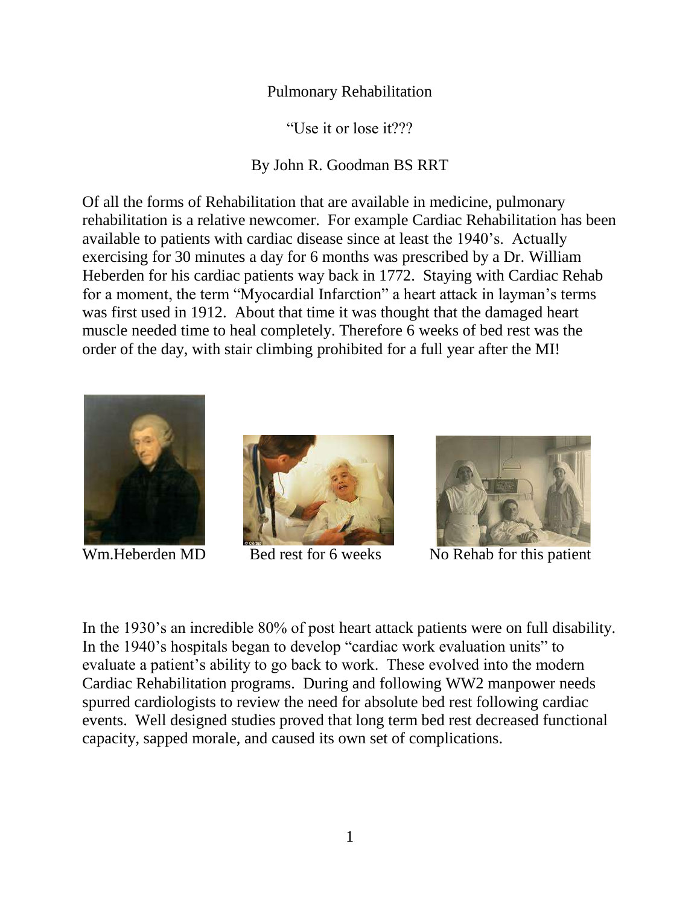Pulmonary Rehabilitation

"Use it or lose it???

By John R. Goodman BS RRT

Of all the forms of Rehabilitation that are available in medicine, pulmonary rehabilitation is a relative newcomer. For example Cardiac Rehabilitation has been available to patients with cardiac disease since at least the 1940's. Actually exercising for 30 minutes a day for 6 months was prescribed by a Dr. William Heberden for his cardiac patients way back in 1772. Staying with Cardiac Rehab for a moment, the term "Myocardial Infarction" a heart attack in layman's terms was first used in 1912. About that time it was thought that the damaged heart muscle needed time to heal completely. Therefore 6 weeks of bed rest was the order of the day, with stair climbing prohibited for a full year after the MI!

Wm.Heberden MD

Bed rest for 6 weeks

No Rehab for this patient

In the 1930's an incredible 80% of post heart attack patients were on full disability. In the 1940's hospitals began to develop "cardiac work evaluation units" to evaluate a patient's ability to go back to work. These evolved into the modern Cardiac Rehabilitation programs. During and following WW2 manpower needs spurred cardiologists to review the need for absolute bed rest following cardiac events. Well designed studies proved that long term bed rest decreased functional capacity, sapped morale, and caused its own set of complications.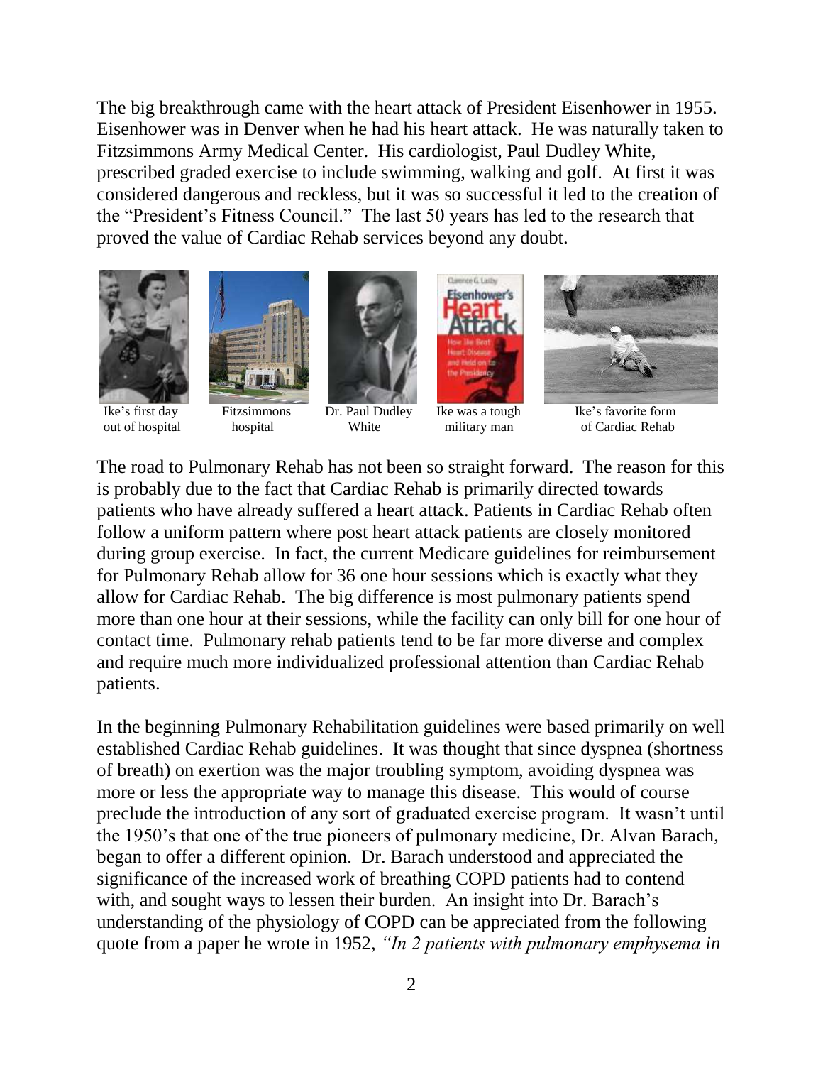The big breakthrough came with the heart attack of President Eisenhower in 1955. Eisenhower was in Denver when he had his heart attack. He was naturally taken to Fitzsimmons Army Medical Center. His cardiologist, Paul Dudley White, prescribed graded exercise to include swimming, walking and golf. At first it was considered dangerous and reckless, but it was so successful it led to the creation of the "President's Fitness Council." The last 50 years has led to the research that proved the value of Cardiac Rehab services beyond any doubt.

Ike's first day out of hospital

Fitzsimmons hospital

Dr. Paul Dudley White

Ike was a tough military man

Ike's favorite form of Cardiac Rehab

The road to Pulmonary Rehab has not been so straight forward. The reason for this is probably due to the fact that Cardiac Rehab is primarily directed towards patients who have already suffered a heart attack. Patients in Cardiac Rehab often follow a uniform pattern where post heart attack patients are closely monitored during group exercise. In fact, the current Medicare guidelines for reimbursement for Pulmonary Rehab allow for 36 one hour sessions which is exactly what they allow for Cardiac Rehab. The big difference is most pulmonary patients spend more than one hour at their sessions, while the facility can only bill for one hour of contact time. Pulmonary rehab patients tend to be far more diverse and complex and require much more individualized professional attention than Cardiac Rehab patients.

In the beginning Pulmonary Rehabilitation guidelines were based primarily on well established Cardiac Rehab guidelines. It was thought that since dyspnea (shortness of breath) on exertion was the major troubling symptom, avoiding dyspnea was more or less the appropriate way to manage this disease. This would of course preclude the introduction of any sort of graduated exercise program. It wasn't until the 1950's that one of the true pioneers of pulmonary medicine, Dr. Alvan Barach, began to offer a different opinion. Dr. Barach understood and appreciated the significance of the increased work of breathing COPD patients had to contend with, and sought ways to lessen their burden. An insight into Dr. Barach's understanding of the physiology of COPD can be appreciated from the following quote from a paper he wrote in 1952, *"In 2 patients with pulmonary emphysema in*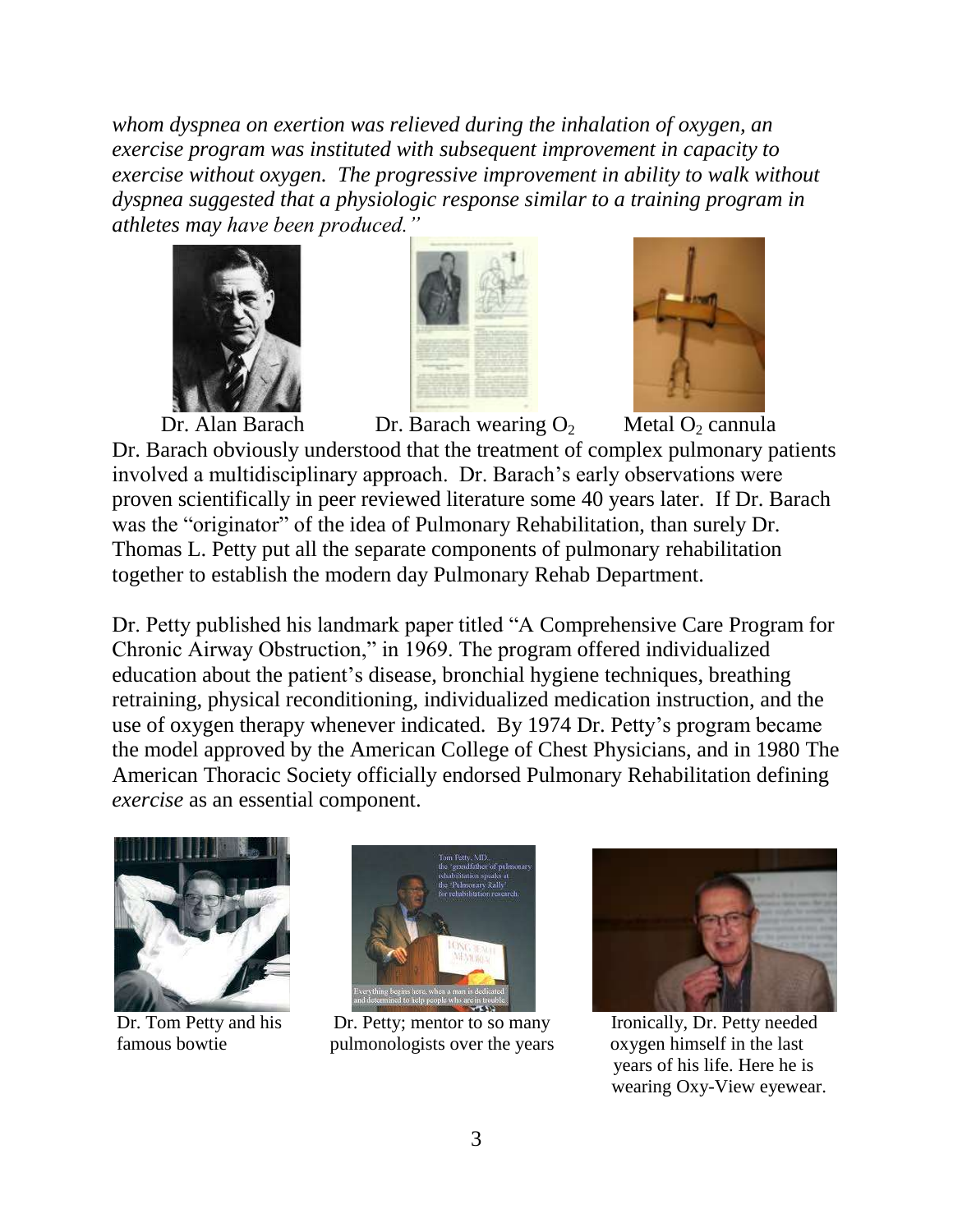*whom dyspnea on exertion was relieved during the inhalation of oxygen, an exercise program was instituted with subsequent improvement in capacity to exercise without oxygen. The progressive improvement in ability to walk without dyspnea suggested that a physiologic response similar to a training program in athletes may have been produced."*

Dr. Alan Barach Dr. Barach wearing $O_2$ Metal $O_2$ cannula

Dr. Barach obviously understood that the treatment of complex pulmonary patients involved a multidisciplinary approach. Dr. Barach's early observations were proven scientifically in peer reviewed literature some 40 years later. If Dr. Barach was the "originator" of the idea of Pulmonary Rehabilitation, than surely Dr. Thomas L. Petty put all the separate components of pulmonary rehabilitation together to establish the modern day Pulmonary Rehab Department.

Dr. Petty published his landmark paper titled "A Comprehensive Care Program for Chronic Airway Obstruction," in 1969. The program offered individualized education about the patient's disease, bronchial hygiene techniques, breathing retraining, physical reconditioning, individualized medication instruction, and the use of oxygen therapy whenever indicated. By 1974 Dr. Petty's program became the model approved by the American College of Chest Physicians, and in 1980 The American Thoracic Society officially endorsed Pulmonary Rehabilitation defining *exercise* as an essential component.

Dr. Tom Petty and his famous bowtie

Dr. Petty; mentor to so many pulmonologists over the years

Ironically, Dr. Petty needed oxygen himself in the last years of his life. Here he is wearing Oxy-View eyewear.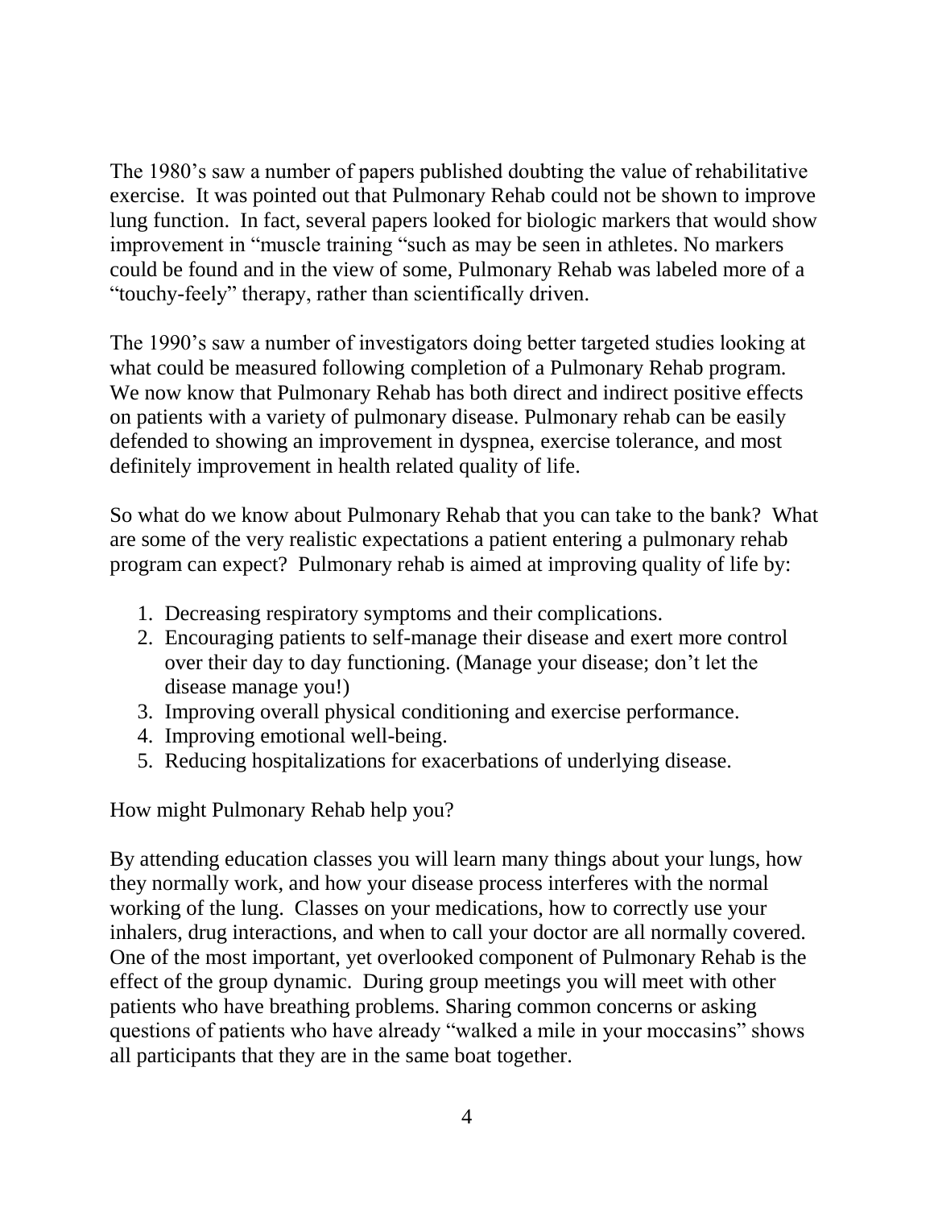The 1980's saw a number of papers published doubting the value of rehabilitative exercise. It was pointed out that Pulmonary Rehab could not be shown to improve lung function. In fact, several papers looked for biologic markers that would show improvement in "muscle training "such as may be seen in athletes. No markers could be found and in the view of some, Pulmonary Rehab was labeled more of a "touchy-feely" therapy, rather than scientifically driven.

The 1990's saw a number of investigators doing better targeted studies looking at what could be measured following completion of a Pulmonary Rehab program. We now know that Pulmonary Rehab has both direct and indirect positive effects on patients with a variety of pulmonary disease. Pulmonary rehab can be easily defended to showing an improvement in dyspnea, exercise tolerance, and most definitely improvement in health related quality of life.

So what do we know about Pulmonary Rehab that you can take to the bank? What are some of the very realistic expectations a patient entering a pulmonary rehab program can expect? Pulmonary rehab is aimed at improving quality of life by:

1. Decreasing respiratory symptoms and their complications.
2. Encouraging patients to self-manage their disease and exert more control over their day to day functioning. (Manage your disease; don't let the disease manage you!)
3. Improving overall physical conditioning and exercise performance.
4. Improving emotional well-being.
5. Reducing hospitalizations for exacerbations of underlying disease.

How might Pulmonary Rehab help you?

By attending education classes you will learn many things about your lungs, how they normally work, and how your disease process interferes with the normal working of the lung. Classes on your medications, how to correctly use your inhalers, drug interactions, and when to call your doctor are all normally covered. One of the most important, yet overlooked component of Pulmonary Rehab is the effect of the group dynamic. During group meetings you will meet with other patients who have breathing problems. Sharing common concerns or asking questions of patients who have already "walked a mile in your moccasins" shows all participants that they are in the same boat together.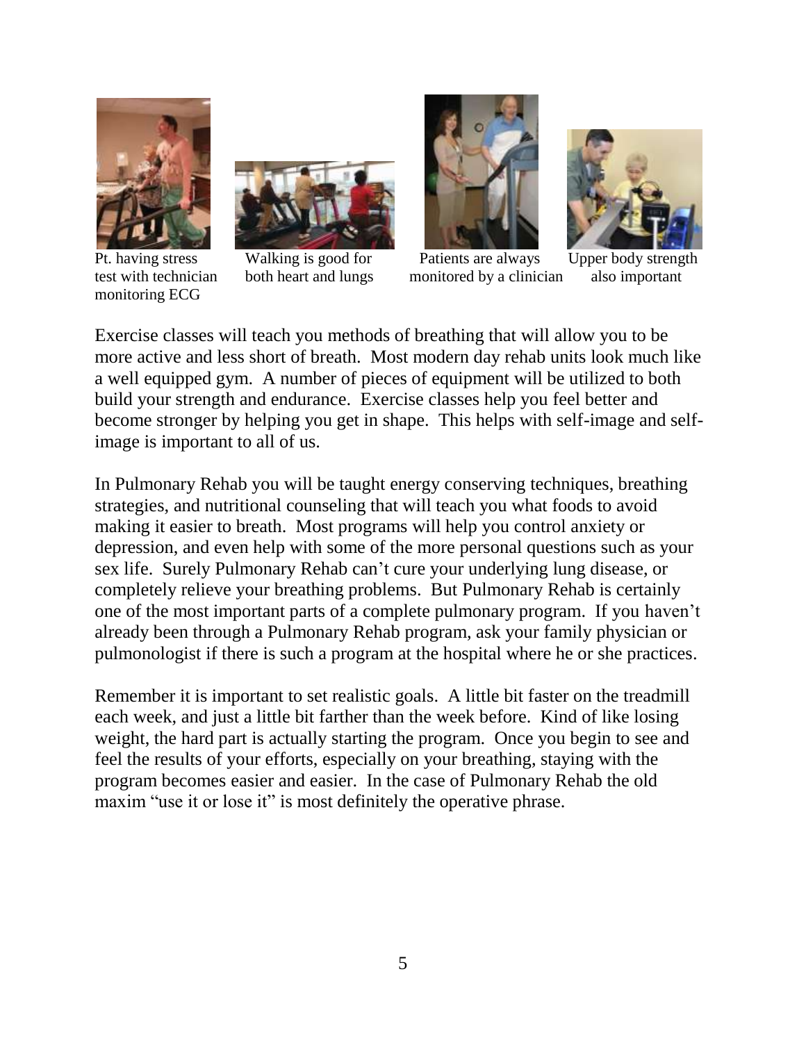Pt. having stress test with technician monitoring ECG

Walking is good for both heart and lungs

Patients are always monitored by a clinician

Upper body strength also important

Exercise classes will teach you methods of breathing that will allow you to be more active and less short of breath. Most modern day rehab units look much like a well equipped gym. A number of pieces of equipment will be utilized to both build your strength and endurance. Exercise classes help you feel better and become stronger by helping you get in shape. This helps with self-image and self-image is important to all of us.

In Pulmonary Rehab you will be taught energy conserving techniques, breathing strategies, and nutritional counseling that will teach you what foods to avoid making it easier to breath. Most programs will help you control anxiety or depression, and even help with some of the more personal questions such as your sex life. Surely Pulmonary Rehab can't cure your underlying lung disease, or completely relieve your breathing problems. But Pulmonary Rehab is certainly one of the most important parts of a complete pulmonary program. If you haven't already been through a Pulmonary Rehab program, ask your family physician or pulmonologist if there is such a program at the hospital where he or she practices.

Remember it is important to set realistic goals. A little bit faster on the treadmill each week, and just a little bit farther than the week before. Kind of like losing weight, the hard part is actually starting the program. Once you begin to see and feel the results of your efforts, especially on your breathing, staying with the program becomes easier and easier. In the case of Pulmonary Rehab the old maxim "use it or lose it" is most definitely the operative phrase.